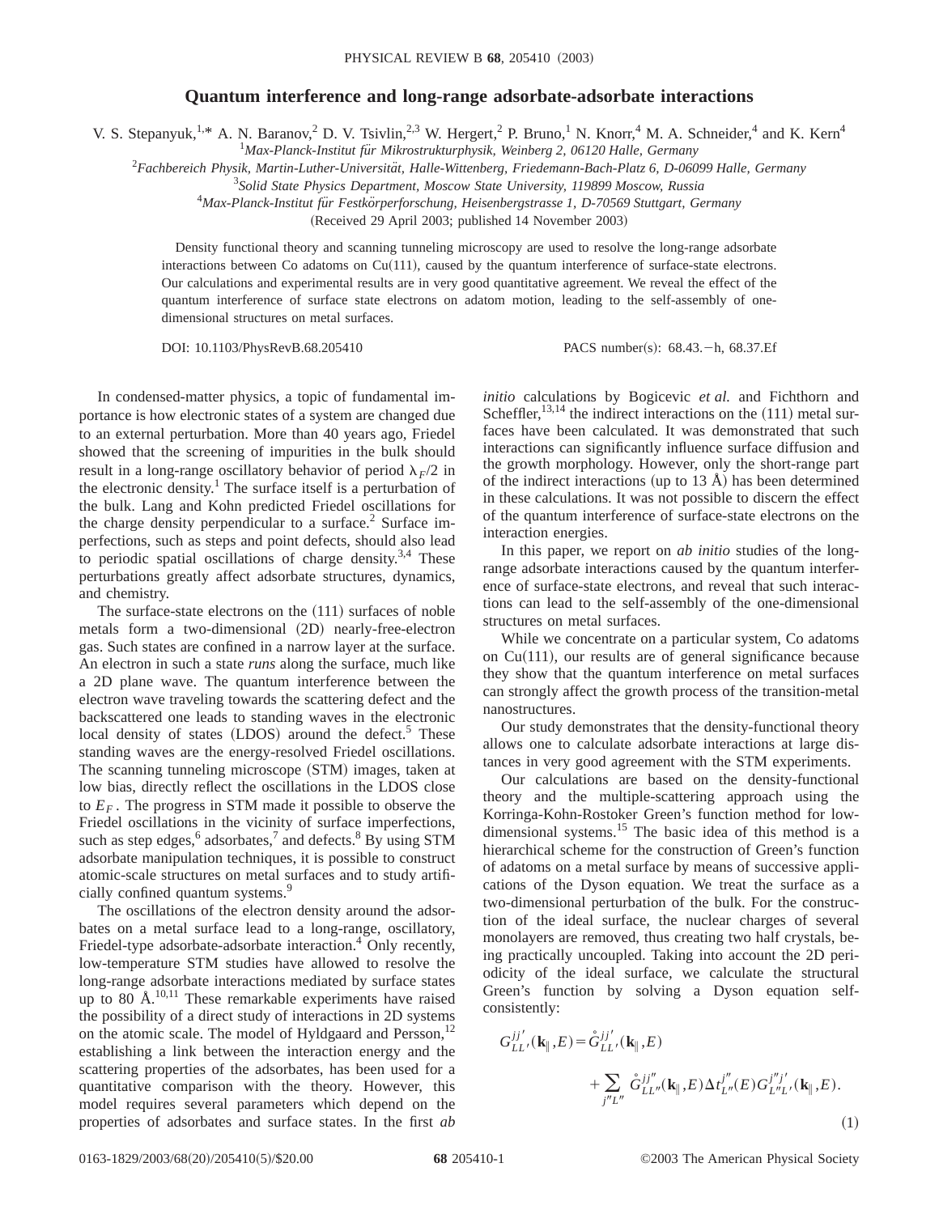# Quantum interference and long-range adsorbate-adsorbate interactions

V. S. Stepanyuk,[1,*] A. N. Baranov,[2] D. V. Tsivlin,[2,3] W. Hergert,[2] P. Bruno,[1] N. Knorr,[4] M. A. Schneider,[4] and K. Kern[4]

[1]*Max-Planck-Institut für Mikrostrukturphysik, Weinberg 2, 06120 Halle, Germany*

[2]*Fachbereich Physik, Martin-Luther-Universität, Halle-Wittenberg, Friedemann-Bach-Platz 6, D-06099 Halle, Germany*

[3]*Solid State Physics Department, Moscow State University, 119899 Moscow, Russia*

[4]*Max-Planck-Institut für Festkörperforschung, Heisenbergstrasse 1, D-70569 Stuttgart, Germany*

(Received 29 April 2003; published 14 November 2003)

Density functional theory and scanning tunneling microscopy are used to resolve the long-range adsorbate interactions between Co adatoms on Cu(111), caused by the quantum interference of surface-state electrons. Our calculations and experimental results are in very good quantitative agreement. We reveal the effect of the quantum interference of surface state electrons on adatom motion, leading to the self-assembly of one-dimensional structures on metal surfaces.

DOI: 10.1103/PhysRevB.68.205410 PACS number(s): 68.43.−h, 68.37.Ef

In condensed-matter physics, a topic of fundamental importance is how electronic states of a system are changed due to an external perturbation. More than 40 years ago, Friedel showed that the screening of impurities in the bulk should result in a long-range oscillatory behavior of period $\lambda_F/2$ in the electronic density.[1] The surface itself is a perturbation of the bulk. Lang and Kohn predicted Friedel oscillations for the charge density perpendicular to a surface.[2] Surface imperfections, such as steps and point defects, should also lead to periodic spatial oscillations of charge density.[3,4] These perturbations greatly affect adsorbate structures, dynamics, and chemistry.

The surface-state electrons on the (111) surfaces of noble metals form a two-dimensional (2D) nearly-free-electron gas. Such states are confined in a narrow layer at the surface. An electron in such a state *runs* along the surface, much like a 2D plane wave. The quantum interference between the electron wave traveling towards the scattering defect and the backscattered one leads to standing waves in the electronic local density of states (LDOS) around the defect.[5] These standing waves are the energy-resolved Friedel oscillations. The scanning tunneling microscope (STM) images, taken at low bias, directly reflect the oscillations in the LDOS close to $E_F$. The progress in STM made it possible to observe the Friedel oscillations in the vicinity of surface imperfections, such as step edges,[6] adsorbates,[7] and defects.[8] By using STM adsorbate manipulation techniques, it is possible to construct atomic-scale structures on metal surfaces and to study artificially confined quantum systems.[9]

The oscillations of the electron density around the adsorbates on a metal surface lead to a long-range, oscillatory, Friedel-type adsorbate-adsorbate interaction.[4] Only recently, low-temperature STM studies have allowed to resolve the long-range adsorbate interactions mediated by surface states up to 80 Å.[10,11] These remarkable experiments have raised the possibility of a direct study of interactions in 2D systems on the atomic scale. The model of Hyldgaard and Persson,[12] establishing a link between the interaction energy and the scattering properties of the adsorbates, has been used for a quantitative comparison with the theory. However, this model requires several parameters which depend on the properties of adsorbates and surface states. In the first *ab initio* calculations by Bogicevic *et al.* and Fichthorn and Scheffler,[13,14] the indirect interactions on the (111) metal surfaces have been calculated. It was demonstrated that such interactions can significantly influence surface diffusion and the growth morphology. However, only the short-range part of the indirect interactions (up to 13 Å) has been determined in these calculations. It was not possible to discern the effect of the quantum interference of surface-state electrons on the interaction energies.

In this paper, we report on *ab initio* studies of the long-range adsorbate interactions caused by the quantum interference of surface-state electrons, and reveal that such interactions can lead to the self-assembly of the one-dimensional structures on metal surfaces.

While we concentrate on a particular system, Co adatoms on Cu(111), our results are of general significance because they show that the quantum interference on metal surfaces can strongly affect the growth process of the transition-metal nanostructures.

Our study demonstrates that the density-functional theory allows one to calculate adsorbate interactions at large distances in very good agreement with the STM experiments.

Our calculations are based on the density-functional theory and the multiple-scattering approach using the Korringa-Kohn-Rostoker Green's function method for low-dimensional systems.[15] The basic idea of this method is a hierarchical scheme for the construction of Green's function of adatoms on a metal surface by means of successive applications of the Dyson equation. We treat the surface as a two-dimensional perturbation of the bulk. For the construction of the ideal surface, the nuclear charges of several monolayers are removed, thus creating two half crystals, being practically uncoupled. Taking into account the 2D periodicity of the ideal surface, we calculate the structural Green's function by solving a Dyson equation self-consistently:

$$G_{LL'}^{jj'}(\mathbf{k}_\parallel,E) = \mathring{G}_{LL'}^{jj'}(\mathbf{k}_\parallel,E) + \sum_{j''L''} \mathring{G}_{LL''}^{jj''}(\mathbf{k}_\parallel,E)\Delta t_{L''}^{j''}(E) G_{L''L'}^{j''j'}(\mathbf{k}_\parallel,E). \tag{1}$$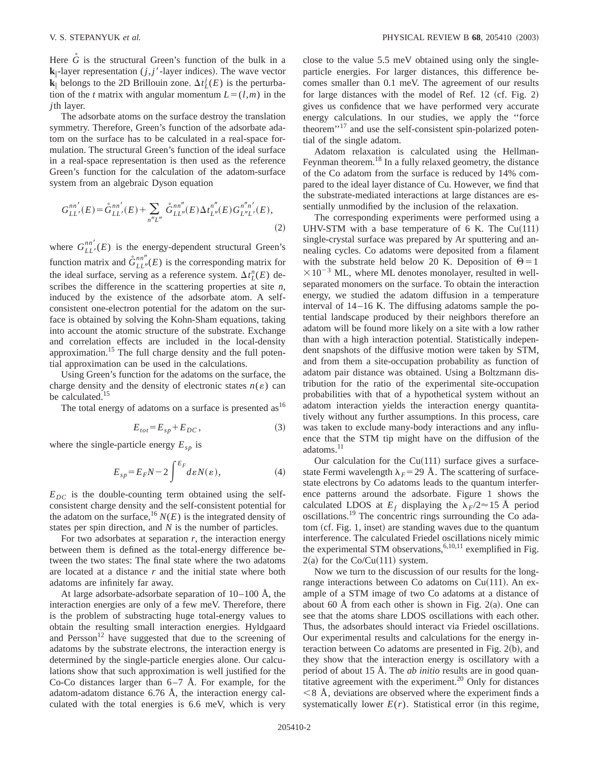Here $\mathring{G}$ is the structural Green's function of the bulk in a $\mathbf{k}_{\parallel}$-layer representation ($j,j'$-layer indices). The wave vector $\mathbf{k}_{\parallel}$ belongs to the 2D Brillouin zone. $\Delta t_L^j(E)$ is the perturbation of the $t$ matrix with angular momentum $L=(l,m)$ in the $j$th layer.

The adsorbate atoms on the surface destroy the translation symmetry. Therefore, Green's function of the adsorbate adatom on the surface has to be calculated in a real-space formulation. The structural Green's function of the ideal surface in a real-space representation is then used as the reference Green's function for the calculation of the adatom-surface system from an algebraic Dyson equation

$$G_{LL'}^{nn'}(E)=\mathring{G}_{LL'}^{nn'}(E)+\sum_{n''L''}\mathring{G}_{LL''}^{nn''}(E)\Delta t_{L''}^{n''}(E)G_{L''L'}^{n''n'}(E), \tag{2}$$

where $G_{LL'}^{nn'}(E)$ is the energy-dependent structural Green's function matrix and $\mathring{G}_{LL''}^{nn''}(E)$ is the corresponding matrix for the ideal surface, serving as a reference system. $\Delta t_L^n(E)$ describes the difference in the scattering properties at site $n$, induced by the existence of the adsorbate atom. A self-consistent one-electron potential for the adatom on the surface is obtained by solving the Kohn-Sham equations, taking into account the atomic structure of the substrate. Exchange and correlation effects are included in the local-density approximation.[15] The full charge density and the full potential approximation can be used in the calculations.

Using Green's function for the adatoms on the surface, the charge density and the density of electronic states $n(\varepsilon)$ can be calculated.[15]

The total energy of adatoms on a surface is presented as[16]

$$E_{tot}=E_{sp}+E_{DC}, \tag{3}$$

where the single-particle energy $E_{sp}$ is

$$E_{sp}=E_F N-2\int^{E_F}d\varepsilon N(\varepsilon), \tag{4}$$

$E_{DC}$ is the double-counting term obtained using the self-consistent charge density and the self-consistent potential for the adatom on the surface,[16] $N(E)$ is the integrated density of states per spin direction, and $N$ is the number of particles.

For two adsorbates at separation $r$, the interaction energy between them is defined as the total-energy difference between the two states: The final state where the two adatoms are located at a distance $r$ and the initial state where both adatoms are infinitely far away.

At large adsorbate-adsorbate separation of 10–100 Å, the interaction energies are only of a few meV. Therefore, there is the problem of substracting huge total-energy values to obtain the resulting small interaction energies. Hyldgaard and Persson[12] have suggested that due to the screening of adatoms by the substrate electrons, the interaction energy is determined by the single-particle energies alone. Our calculations show that such approximation is well justified for the Co-Co distances larger than 6–7 Å. For example, for the adatom-adatom distance 6.76 Å, the interaction energy calculated with the total energies is 6.6 meV, which is very close to the value 5.5 meV obtained using only the single-particle energies. For larger distances, this difference becomes smaller than 0.1 meV. The agreement of our results for large distances with the model of Ref. 12 (cf. Fig. 2) gives us confidence that we have performed very accurate energy calculations. In our studies, we apply the "force theorem"[17] and use the self-consistent spin-polarized potential of the single adatom.

Adatom relaxation is calculated using the Hellman-Feynman theorem.[18] In a fully relaxed geometry, the distance of the Co adatom from the surface is reduced by 14% compared to the ideal layer distance of Cu. However, we find that the substrate-mediated interactions at large distances are essentially unmodified by the inclusion of the relaxation.

The corresponding experiments were performed using a UHV-STM with a base temperature of 6 K. The Cu(111) single-crystal surface was prepared by Ar sputtering and annealing cycles. Co adatoms were deposited from a filament with the substrate held below 20 K. Deposition of $\Theta=1\times10^{-3}$ ML, where ML denotes monolayer, resulted in well-separated monomers on the surface. To obtain the interaction energy, we studied the adatom diffusion in a temperature interval of 14–16 K. The diffusing adatoms sample the potential landscape produced by their neighbors therefore an adatom will be found more likely on a site with a low rather than with a high interaction potential. Statistically independent snapshots of the diffusive motion were taken by STM, and from them a site-occupation probability as function of adatom pair distance was obtained. Using a Boltzmann distribution for the ratio of the experimental site-occupation probabilities with that of a hypothetical system without an adatom interaction yields the interaction energy quantitatively without any further assumptions. In this process, care was taken to exclude many-body interactions and any influence that the STM tip might have on the diffusion of the adatoms.[11]

Our calculation for the Cu(111) surface gives a surface-state Fermi wavelength $\lambda_F=29$ Å. The scattering of surface-state electrons by Co adatoms leads to the quantum interference patterns around the adsorbate. Figure 1 shows the calculated LDOS at $E_f$ displaying the $\lambda_F/2\approx15$ Å period oscillations.[19] The concentric rings surrounding the Co adatom (cf. Fig. 1, inset) are standing waves due to the quantum interference. The calculated Friedel oscillations nicely mimic the experimental STM observations,[6,10,11] exemplified in Fig. 2(a) for the Co/Cu(111) system.

Now we turn to the discussion of our results for the long-range interactions between Co adatoms on Cu(111). An example of a STM image of two Co adatoms at a distance of about 60 Å from each other is shown in Fig. 2(a). One can see that the atoms share LDOS oscillations with each other. Thus, the adsorbates should interact via Friedel oscillations. Our experimental results and calculations for the energy interaction between Co adatoms are presented in Fig. 2(b), and they show that the interaction energy is oscillatory with a period of about 15 Å. The *ab initio* results are in good quantitative agreement with the experiment.[20] Only for distances $<8$ Å, deviations are observed where the experiment finds a systematically lower $E(r)$. Statistical error (in this regime,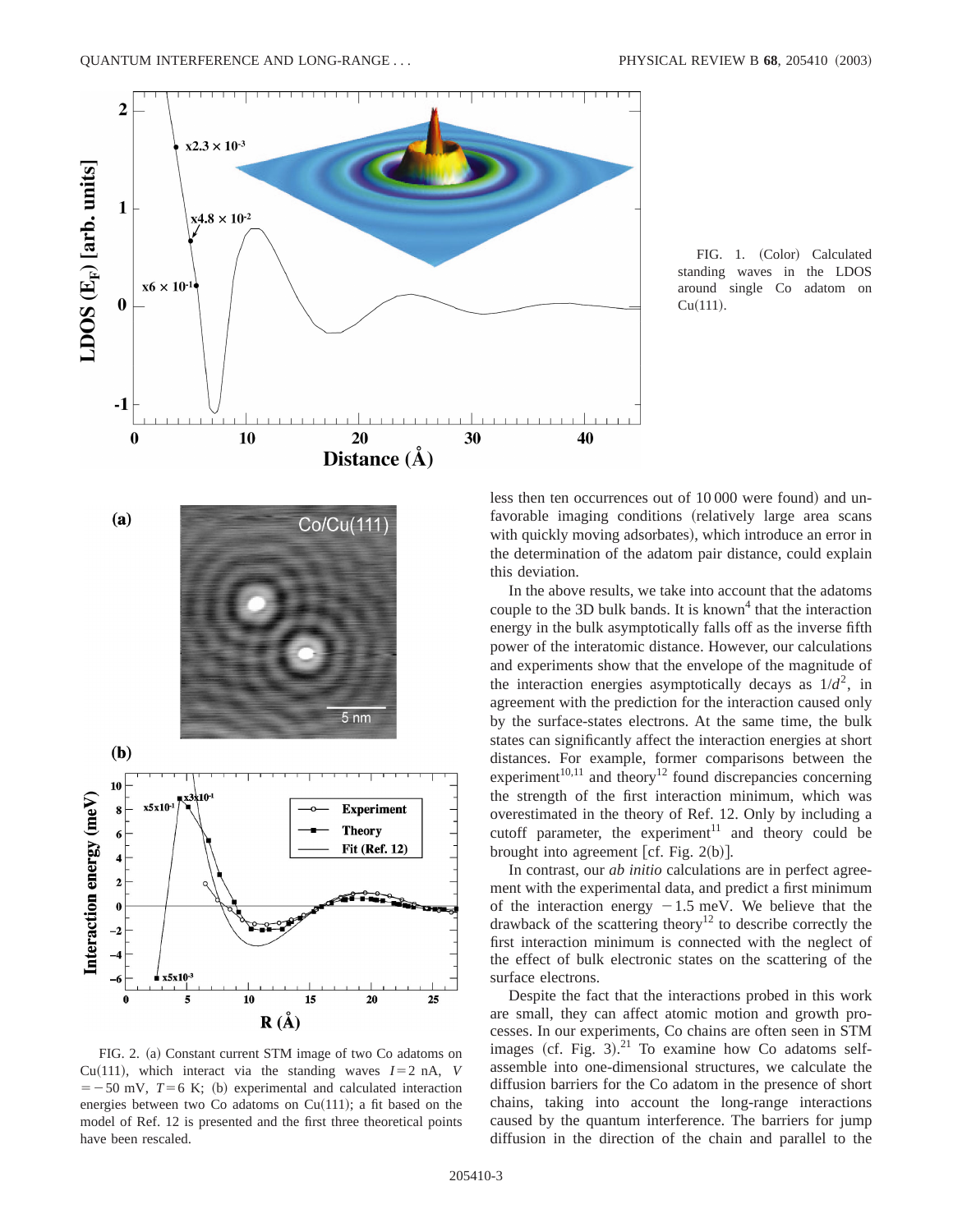FIG. 1. (Color) Calculated standing waves in the LDOS around single Co adatom on Cu(111).

FIG. 2. (a) Constant current STM image of two Co adatoms on Cu(111), which interact via the standing waves $I = 2$ nA, $V = -50$ mV, $T = 6$ K; (b) experimental and calculated interaction energies between two Co adatoms on Cu(111); a fit based on the model of Ref. 12 is presented and the first three theoretical points have been rescaled.

less then ten occurrences out of 10 000 were found) and unfavorable imaging conditions (relatively large area scans with quickly moving adsorbates), which introduce an error in the determination of the adatom pair distance, could explain this deviation.

In the above results, we take into account that the adatoms couple to the 3D bulk bands. It is known[4] that the interaction energy in the bulk asymptotically falls off as the inverse fifth power of the interatomic distance. However, our calculations and experiments show that the envelope of the magnitude of the interaction energies asymptotically decays as $1/d^2$, in agreement with the prediction for the interaction caused only by the surface-states electrons. At the same time, the bulk states can significantly affect the interaction energies at short distances. For example, former comparisons between the experiment[10,11] and theory[12] found discrepancies concerning the strength of the first interaction minimum, which was overestimated in the theory of Ref. 12. Only by including a cutoff parameter, the experiment[11] and theory could be brought into agreement [cf. Fig. 2(b)].

In contrast, our *ab initio* calculations are in perfect agreement with the experimental data, and predict a first minimum of the interaction energy $-1.5$ meV. We believe that the drawback of the scattering theory[12] to describe correctly the first interaction minimum is connected with the neglect of the effect of bulk electronic states on the scattering of the surface electrons.

Despite the fact that the interactions probed in this work are small, they can affect atomic motion and growth processes. In our experiments, Co chains are often seen in STM images (cf. Fig. 3).[21] To examine how Co adatoms self-assemble into one-dimensional structures, we calculate the diffusion barriers for the Co adatom in the presence of short chains, taking into account the long-range interactions caused by the quantum interference. The barriers for jump diffusion in the direction of the chain and parallel to the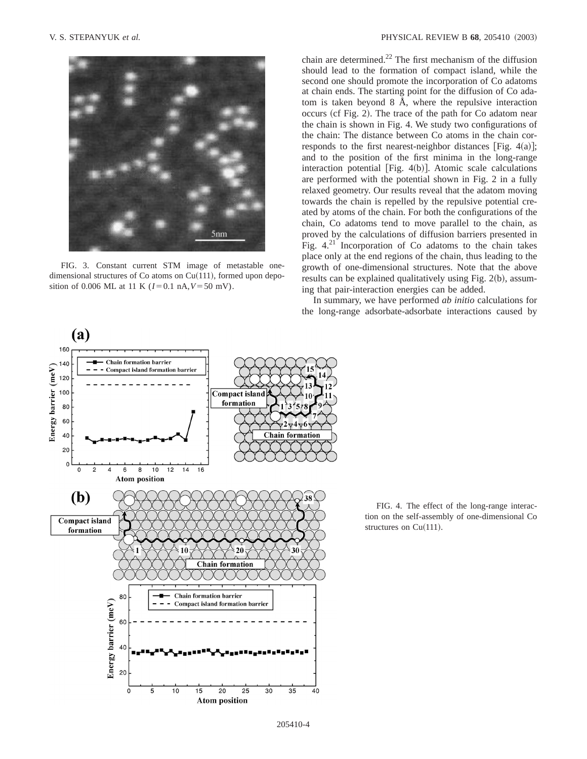FIG. 3. Constant current STM image of metastable one-dimensional structures of Co atoms on Cu(111), formed upon deposition of 0.006 ML at 11 K ($I = 0.1$ nA, $V = 50$ mV).

chain are determined.[22] The first mechanism of the diffusion should lead to the formation of compact island, while the second one should promote the incorporation of Co adatoms at chain ends. The starting point for the diffusion of Co adatom is taken beyond 8 Å, where the repulsive interaction occurs (cf Fig. 2). The trace of the path for Co adatom near the chain is shown in Fig. 4. We study two configurations of the chain: The distance between Co atoms in the chain corresponds to the first nearest-neighbor distances [Fig. 4(a)]; and to the position of the first minima in the long-range interaction potential [Fig. 4(b)]. Atomic scale calculations are performed with the potential shown in Fig. 2 in a fully relaxed geometry. Our results reveal that the adatom moving towards the chain is repelled by the repulsive potential created by atoms of the chain. For both the configurations of the chain, Co adatoms tend to move parallel to the chain, as proved by the calculations of diffusion barriers presented in Fig. 4.[21] Incorporation of Co adatoms to the chain takes place only at the end regions of the chain, thus leading to the growth of one-dimensional structures. Note that the above results can be explained qualitatively using Fig. 2(b), assuming that pair-interaction energies can be added.

In summary, we have performed *ab initio* calculations for the long-range adsorbate-adsorbate interactions caused by

FIG. 4. The effect of the long-range interaction on the self-assembly of one-dimensional Co structures on Cu(111).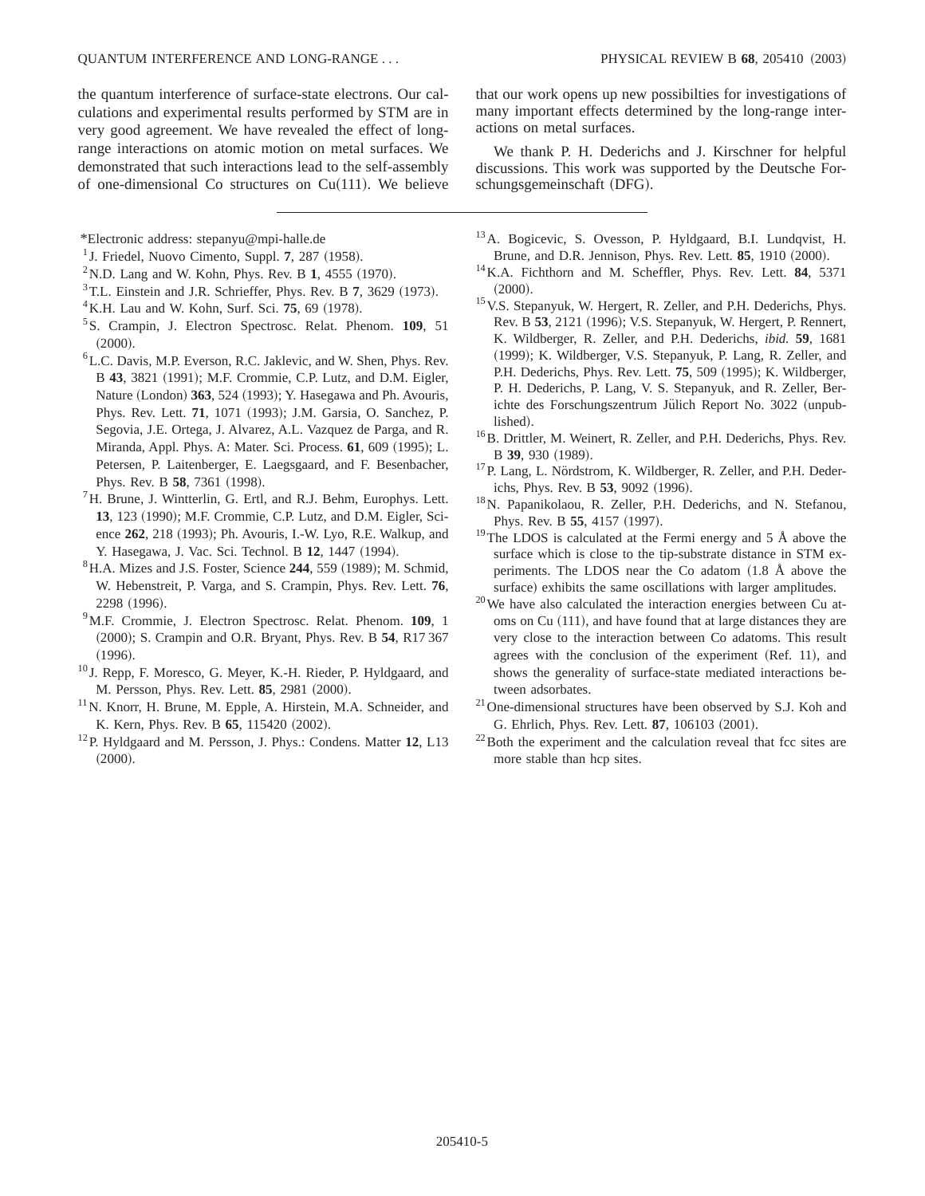the quantum interference of surface-state electrons. Our calculations and experimental results performed by STM are in very good agreement. We have revealed the effect of long-range interactions on atomic motion on metal surfaces. We demonstrated that such interactions lead to the self-assembly of one-dimensional Co structures on Cu(111). We believe that our work opens up new possibilties for investigations of many important effects determined by the long-range interactions on metal surfaces.

We thank P. H. Dederichs and J. Kirschner for helpful discussions. This work was supported by the Deutsche Forschungsgemeinschaft (DFG).

---

*Electronic address: stepanyu@mpi-halle.de

[1] J. Friedel, Nuovo Cimento, Suppl. **7**, 287 (1958).

[2] N.D. Lang and W. Kohn, Phys. Rev. B **1**, 4555 (1970).

[3] T.L. Einstein and J.R. Schrieffer, Phys. Rev. B **7**, 3629 (1973).

[4] K.H. Lau and W. Kohn, Surf. Sci. **75**, 69 (1978).

[5] S. Crampin, J. Electron Spectrosc. Relat. Phenom. **109**, 51 (2000).

[6] L.C. Davis, M.P. Everson, R.C. Jaklevic, and W. Shen, Phys. Rev. B **43**, 3821 (1991); M.F. Crommie, C.P. Lutz, and D.M. Eigler, Nature (London) **363**, 524 (1993); Y. Hasegawa and Ph. Avouris, Phys. Rev. Lett. **71**, 1071 (1993); J.M. Garsia, O. Sanchez, P. Segovia, J.E. Ortega, J. Alvarez, A.L. Vazquez de Parga, and R. Miranda, Appl. Phys. A: Mater. Sci. Process. **61**, 609 (1995); L. Petersen, P. Laitenberger, E. Laegsgaard, and F. Besenbacher, Phys. Rev. B **58**, 7361 (1998).

[7] H. Brune, J. Wintterlin, G. Ertl, and R.J. Behm, Europhys. Lett. **13**, 123 (1990); M.F. Crommie, C.P. Lutz, and D.M. Eigler, Science **262**, 218 (1993); Ph. Avouris, I.-W. Lyo, R.E. Walkup, and Y. Hasegawa, J. Vac. Sci. Technol. B **12**, 1447 (1994).

[8] H.A. Mizes and J.S. Foster, Science **244**, 559 (1989); M. Schmid, W. Hebenstreit, P. Varga, and S. Crampin, Phys. Rev. Lett. **76**, 2298 (1996).

[9] M.F. Crommie, J. Electron Spectrosc. Relat. Phenom. **109**, 1 (2000); S. Crampin and O.R. Bryant, Phys. Rev. B **54**, R17 367 (1996).

[10] J. Repp, F. Moresco, G. Meyer, K.-H. Rieder, P. Hyldgaard, and M. Persson, Phys. Rev. Lett. **85**, 2981 (2000).

[11] N. Knorr, H. Brune, M. Epple, A. Hirstein, M.A. Schneider, and K. Kern, Phys. Rev. B **65**, 115420 (2002).

[12] P. Hyldgaard and M. Persson, J. Phys.: Condens. Matter **12**, L13 (2000).

[13] A. Bogicevic, S. Ovesson, P. Hyldgaard, B.I. Lundqvist, H. Brune, and D.R. Jennison, Phys. Rev. Lett. **85**, 1910 (2000).

[14] K.A. Fichthorn and M. Scheffler, Phys. Rev. Lett. **84**, 5371 (2000).

[15] V.S. Stepanyuk, W. Hergert, R. Zeller, and P.H. Dederichs, Phys. Rev. B **53**, 2121 (1996); V.S. Stepanyuk, W. Hergert, P. Rennert, K. Wildberger, R. Zeller, and P.H. Dederichs, *ibid.* **59**, 1681 (1999); K. Wildberger, V.S. Stepanyuk, P. Lang, R. Zeller, and P.H. Dederichs, Phys. Rev. Lett. **75**, 509 (1995); K. Wildberger, P. H. Dederichs, P. Lang, V. S. Stepanyuk, and R. Zeller, Berichte des Forschungszentrum Jülich Report No. 3022 (unpublished).

[16] B. Drittler, M. Weinert, R. Zeller, and P.H. Dederichs, Phys. Rev. B **39**, 930 (1989).

[17] P. Lang, L. Nördstrom, K. Wildberger, R. Zeller, and P.H. Dederichs, Phys. Rev. B **53**, 9092 (1996).

[18] N. Papanikolaou, R. Zeller, P.H. Dederichs, and N. Stefanou, Phys. Rev. B **55**, 4157 (1997).

[19] The LDOS is calculated at the Fermi energy and 5 Å above the surface which is close to the tip-substrate distance in STM experiments. The LDOS near the Co adatom (1.8 Å above the surface) exhibits the same oscillations with larger amplitudes.

[20] We have also calculated the interaction energies between Cu atoms on Cu (111), and have found that at large distances they are very close to the interaction between Co adatoms. This result agrees with the conclusion of the experiment (Ref. 11), and shows the generality of surface-state mediated interactions between adsorbates.

[21] One-dimensional structures have been observed by S.J. Koh and G. Ehrlich, Phys. Rev. Lett. **87**, 106103 (2001).

[22] Both the experiment and the calculation reveal that fcc sites are more stable than hcp sites.